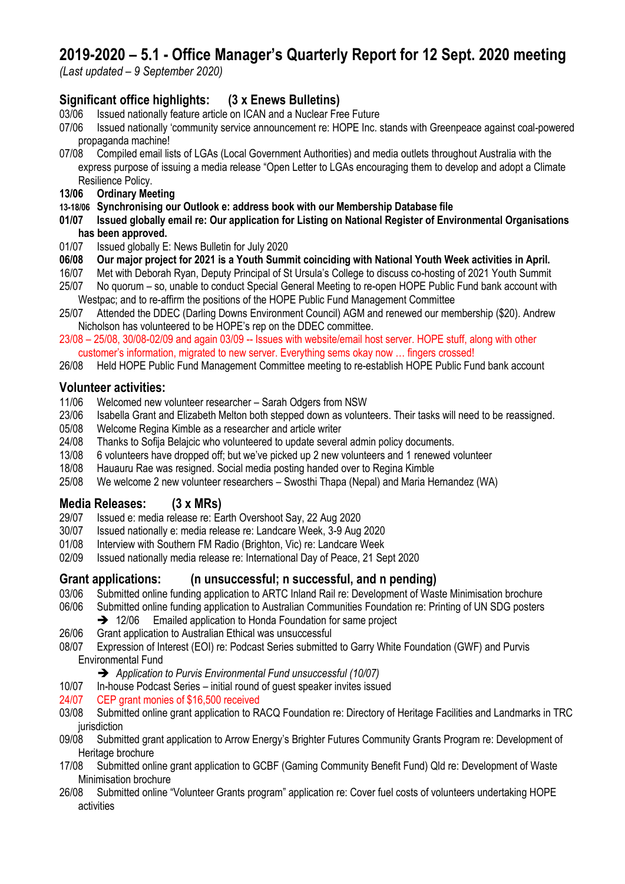# 2019-2020 – 5.1 - Office Manager's Quarterly Report for 12 Sept. 2020 meeting

*(Last updated – 9 September 2020)*

## Significant office highlights: (3 x Enews Bulletins)

03/06 Issued nationally feature article on ICAN and a Nuclear Free Future

07/06 Issued nationally 'community service announcement re: HOPE Inc. stands with Greenpeace against coal-powered propaganda machine!

07/08 Compiled email lists of LGAs (Local Government Authorities) and media outlets throughout Australia with the express purpose of issuing a media release "Open Letter to LGAs encouraging them to develop and adopt a Climate Resilience Policy.

**13/06 Ordinary Meeting**

**13-18/06 Synchronising our Outlook e: address book with our Membership Database file**

**01/07 Issued globally email re: Our application for Listing on National Register of Environmental Organisations has been approved.**

01/07 Issued globally E: News Bulletin for July 2020

**06/08 Our major project for 2021 is a Youth Summit coinciding with National Youth Week activities in April.**

16/07 Met with Deborah Ryan, Deputy Principal of St Ursula's College to discuss co-hosting of 2021 Youth Summit

25/07 No quorum – so, unable to conduct Special General Meeting to re-open HOPE Public Fund bank account with Westpac; and to re-affirm the positions of the HOPE Public Fund Management Committee

25/07 Attended the DDEC (Darling Downs Environment Council) AGM and renewed our membership ($20). Andrew Nicholson has volunteered to be HOPE's rep on the DDEC committee.

23/08 – 25/08, 30/08-02/09 and again 03/09 -- Issues with website/email host server. HOPE stuff, along with other customer's information, migrated to new server. Everything sems okay now … fingers crossed!

26/08 Held HOPE Public Fund Management Committee meeting to re-establish HOPE Public Fund bank account

## Volunteer activities:

11/06 Welcomed new volunteer researcher – Sarah Odgers from NSW

23/06 Isabella Grant and Elizabeth Melton both stepped down as volunteers. Their tasks will need to be reassigned.

05/08 Welcome Regina Kimble as a researcher and article writer

24/08 Thanks to Sofija Belajcic who volunteered to update several admin policy documents.

13/08 6 volunteers have dropped off; but we've picked up 2 new volunteers and 1 renewed volunteer

18/08 Hauauru Rae was resigned. Social media posting handed over to Regina Kimble

25/08 We welcome 2 new volunteer researchers – Swosthi Thapa (Nepal) and Maria Hernandez (WA)

## Media Releases: (3 x MRs)

29/07 Issued e: media release re: Earth Overshoot Say, 22 Aug 2020

30/07 Issued nationally e: media release re: Landcare Week, 3-9 Aug 2020

01/08 Interview with Southern FM Radio (Brighton, Vic) re: Landcare Week

02/09 Issued nationally media release re: International Day of Peace, 21 Sept 2020

## Grant applications: (n unsuccessful; n successful, and n pending)

03/06 Submitted online funding application to ARTC Inland Rail re: Development of Waste Minimisation brochure

06/06 Submitted online funding application to Australian Communities Foundation re: Printing of UN SDG posters

- ➔ 12/06 Emailed application to Honda Foundation for same project

26/06 Grant application to Australian Ethical was unsuccessful

08/07 Expression of Interest (EOI) re: Podcast Series submitted to Garry White Foundation (GWF) and Purvis Environmental Fund

- ➔ *Application to Purvis Environmental Fund unsuccessful (10/07)*

10/07 In-house Podcast Series – initial round of guest speaker invites issued

24/07 CEP grant monies of $16,500 received

03/08 Submitted online grant application to RACQ Foundation re: Directory of Heritage Facilities and Landmarks in TRC jurisdiction

09/08 Submitted grant application to Arrow Energy's Brighter Futures Community Grants Program re: Development of Heritage brochure

17/08 Submitted online grant application to GCBF (Gaming Community Benefit Fund) Qld re: Development of Waste Minimisation brochure

26/08 Submitted online "Volunteer Grants program" application re: Cover fuel costs of volunteers undertaking HOPE activities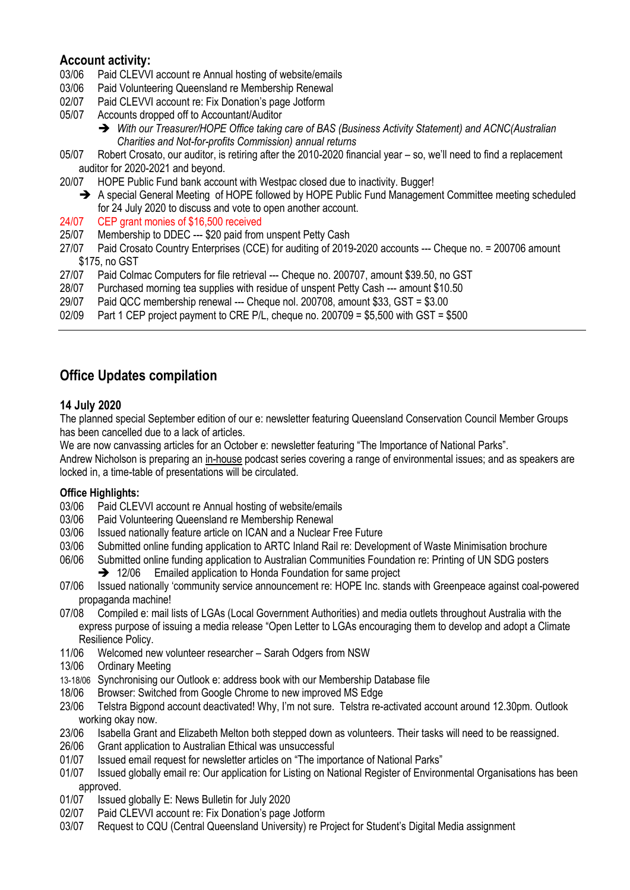## Account activity:

03/06 Paid CLEVVI account re Annual hosting of website/emails
03/06 Paid Volunteering Queensland re Membership Renewal
02/07 Paid CLEVVI account re: Fix Donation's page Jotform
05/07 Accounts dropped off to Accountant/Auditor

- ➔ *With our Treasurer/HOPE Office taking care of BAS (Business Activity Statement) and ACNC(Australian Charities and Not-for-profits Commission) annual returns*

05/07 Robert Crosato, our auditor, is retiring after the 2010-2020 financial year – so, we'll need to find a replacement auditor for 2020-2021 and beyond.
20/07 HOPE Public Fund bank account with Westpac closed due to inactivity. Bugger!

- ➔ A special General Meeting of HOPE followed by HOPE Public Fund Management Committee meeting scheduled for 24 July 2020 to discuss and vote to open another account.

24/07 CEP grant monies of $16,500 received
25/07 Membership to DDEC --- $20 paid from unspent Petty Cash
27/07 Paid Crosato Country Enterprises (CCE) for auditing of 2019-2020 accounts --- Cheque no. = 200706 amount $175, no GST
27/07 Paid Colmac Computers for file retrieval --- Cheque no. 200707, amount $39.50, no GST
28/07 Purchased morning tea supplies with residue of unspent Petty Cash --- amount $10.50
29/07 Paid QCC membership renewal --- Cheque nol. 200708, amount $33, GST = $3.00
02/09 Part 1 CEP project payment to CRE P/L, cheque no. 200709 = $5,500 with GST = $500

---

## Office Updates compilation

### 14 July 2020

The planned special September edition of our e: newsletter featuring Queensland Conservation Council Member Groups has been cancelled due to a lack of articles.
We are now canvassing articles for an October e: newsletter featuring "The Importance of National Parks".
Andrew Nicholson is preparing an in-house podcast series covering a range of environmental issues; and as speakers are locked in, a time-table of presentations will be circulated.

**Office Highlights:**

03/06 Paid CLEVVI account re Annual hosting of website/emails
03/06 Paid Volunteering Queensland re Membership Renewal
03/06 Issued nationally feature article on ICAN and a Nuclear Free Future
03/06 Submitted online funding application to ARTC Inland Rail re: Development of Waste Minimisation brochure
06/06 Submitted online funding application to Australian Communities Foundation re: Printing of UN SDG posters

- ➔ 12/06 Emailed application to Honda Foundation for same project

07/06 Issued nationally 'community service announcement re: HOPE Inc. stands with Greenpeace against coal-powered propaganda machine!
07/08 Compiled e: mail lists of LGAs (Local Government Authorities) and media outlets throughout Australia with the express purpose of issuing a media release "Open Letter to LGAs encouraging them to develop and adopt a Climate Resilience Policy.
11/06 Welcomed new volunteer researcher – Sarah Odgers from NSW
13/06 Ordinary Meeting
13-18/06 Synchronising our Outlook e: address book with our Membership Database file
18/06 Browser: Switched from Google Chrome to new improved MS Edge
23/06 Telstra Bigpond account deactivated! Why, I'm not sure. Telstra re-activated account around 12.30pm. Outlook working okay now.
23/06 Isabella Grant and Elizabeth Melton both stepped down as volunteers. Their tasks will need to be reassigned.
26/06 Grant application to Australian Ethical was unsuccessful
01/07 Issued email request for newsletter articles on "The importance of National Parks"
01/07 Issued globally email re: Our application for Listing on National Register of Environmental Organisations has been approved.
01/07 Issued globally E: News Bulletin for July 2020
02/07 Paid CLEVVI account re: Fix Donation's page Jotform
03/07 Request to CQU (Central Queensland University) re Project for Student's Digital Media assignment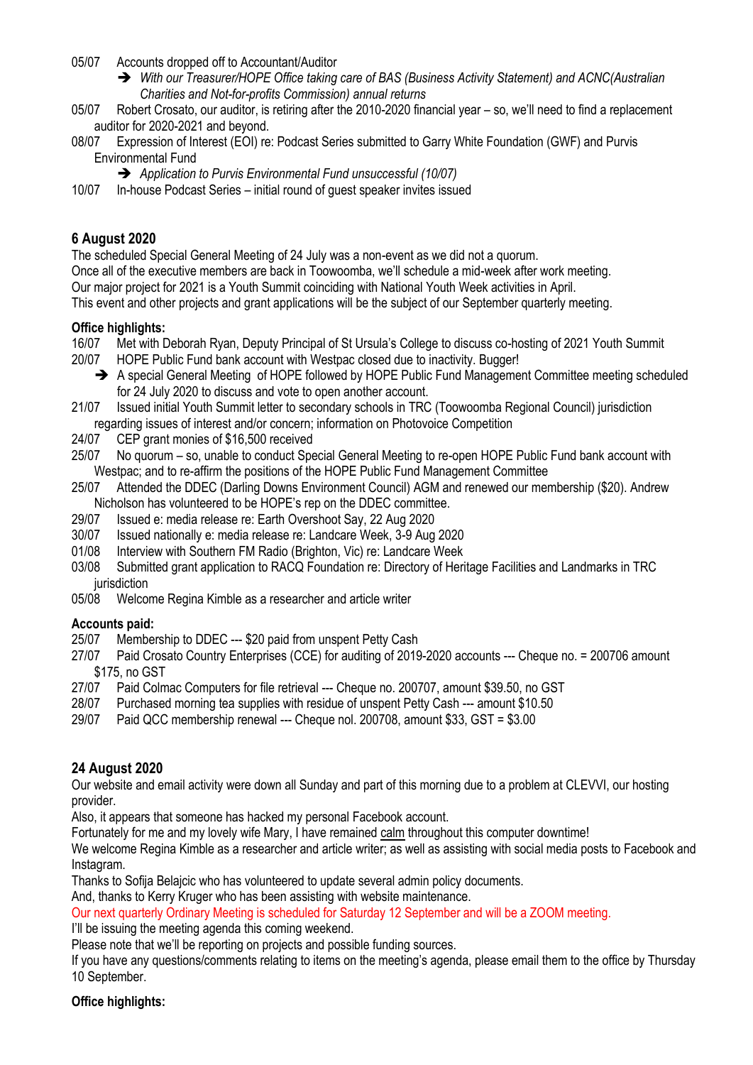05/07 Accounts dropped off to Accountant/Auditor

- ➔ *With our Treasurer/HOPE Office taking care of BAS (Business Activity Statement) and ACNC(Australian Charities and Not-for-profits Commission) annual returns*

05/07 Robert Crosato, our auditor, is retiring after the 2010-2020 financial year – so, we'll need to find a replacement auditor for 2020-2021 and beyond.

08/07 Expression of Interest (EOI) re: Podcast Series submitted to Garry White Foundation (GWF) and Purvis Environmental Fund

- ➔ *Application to Purvis Environmental Fund unsuccessful (10/07)*

10/07 In-house Podcast Series – initial round of guest speaker invites issued

## 6 August 2020

The scheduled Special General Meeting of 24 July was a non-event as we did not a quorum.
Once all of the executive members are back in Toowoomba, we'll schedule a mid-week after work meeting.
Our major project for 2021 is a Youth Summit coinciding with National Youth Week activities in April.
This event and other projects and grant applications will be the subject of our September quarterly meeting.

**Office highlights:**

16/07 Met with Deborah Ryan, Deputy Principal of St Ursula's College to discuss co-hosting of 2021 Youth Summit

20/07 HOPE Public Fund bank account with Westpac closed due to inactivity. Bugger!

- ➔ A special General Meeting of HOPE followed by HOPE Public Fund Management Committee meeting scheduled for 24 July 2020 to discuss and vote to open another account.

21/07 Issued initial Youth Summit letter to secondary schools in TRC (Toowoomba Regional Council) jurisdiction regarding issues of interest and/or concern; information on Photovoice Competition

24/07 CEP grant monies of $16,500 received

25/07 No quorum – so, unable to conduct Special General Meeting to re-open HOPE Public Fund bank account with Westpac; and to re-affirm the positions of the HOPE Public Fund Management Committee

25/07 Attended the DDEC (Darling Downs Environment Council) AGM and renewed our membership ($20). Andrew Nicholson has volunteered to be HOPE's rep on the DDEC committee.

29/07 Issued e: media release re: Earth Overshoot Say, 22 Aug 2020

30/07 Issued nationally e: media release re: Landcare Week, 3-9 Aug 2020

01/08 Interview with Southern FM Radio (Brighton, Vic) re: Landcare Week

03/08 Submitted grant application to RACQ Foundation re: Directory of Heritage Facilities and Landmarks in TRC jurisdiction

05/08 Welcome Regina Kimble as a researcher and article writer

**Accounts paid:**

25/07 Membership to DDEC --- $20 paid from unspent Petty Cash

27/07 Paid Crosato Country Enterprises (CCE) for auditing of 2019-2020 accounts --- Cheque no. = 200706 amount $175, no GST

27/07 Paid Colmac Computers for file retrieval --- Cheque no. 200707, amount $39.50, no GST

28/07 Purchased morning tea supplies with residue of unspent Petty Cash --- amount $10.50

29/07 Paid QCC membership renewal --- Cheque nol. 200708, amount $33, GST = $3.00

## 24 August 2020

Our website and email activity were down all Sunday and part of this morning due to a problem at CLEVVI, our hosting provider.
Also, it appears that someone has hacked my personal Facebook account.
Fortunately for me and my lovely wife Mary, I have remained calm throughout this computer downtime!
We welcome Regina Kimble as a researcher and article writer; as well as assisting with social media posts to Facebook and Instagram.
Thanks to Sofija Belajcic who has volunteered to update several admin policy documents.
And, thanks to Kerry Kruger who has been assisting with website maintenance.
Our next quarterly Ordinary Meeting is scheduled for Saturday 12 September and will be a ZOOM meeting.
I'll be issuing the meeting agenda this coming weekend.
Please note that we'll be reporting on projects and possible funding sources.
If you have any questions/comments relating to items on the meeting's agenda, please email them to the office by Thursday 10 September.

**Office highlights:**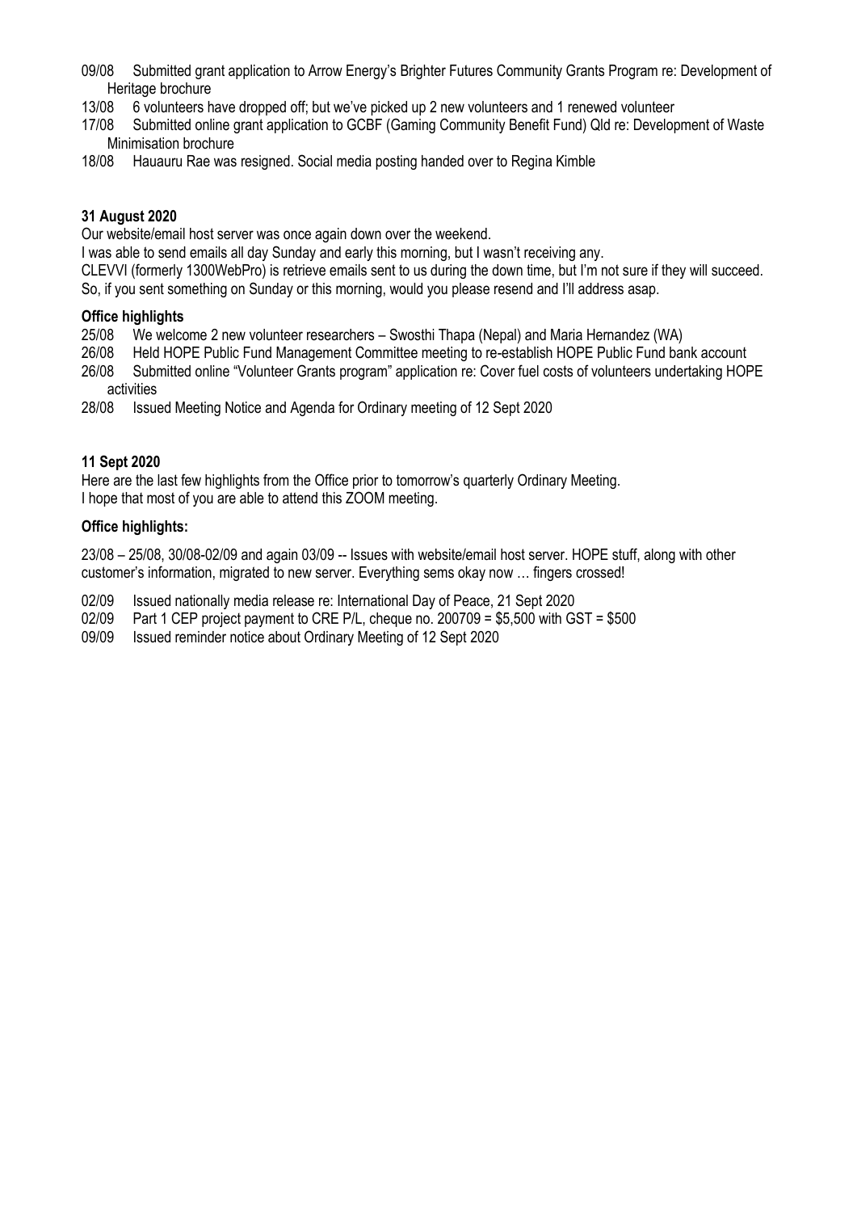09/08 Submitted grant application to Arrow Energy's Brighter Futures Community Grants Program re: Development of Heritage brochure

13/08 6 volunteers have dropped off; but we've picked up 2 new volunteers and 1 renewed volunteer

17/08 Submitted online grant application to GCBF (Gaming Community Benefit Fund) Qld re: Development of Waste Minimisation brochure

18/08 Hauauru Rae was resigned. Social media posting handed over to Regina Kimble

**31 August 2020**

Our website/email host server was once again down over the weekend.

I was able to send emails all day Sunday and early this morning, but I wasn't receiving any.

CLEVVI (formerly 1300WebPro) is retrieve emails sent to us during the down time, but I'm not sure if they will succeed.

So, if you sent something on Sunday or this morning, would you please resend and I'll address asap.

**Office highlights**

25/08 We welcome 2 new volunteer researchers – Swosthi Thapa (Nepal) and Maria Hernandez (WA)

26/08 Held HOPE Public Fund Management Committee meeting to re-establish HOPE Public Fund bank account

26/08 Submitted online "Volunteer Grants program" application re: Cover fuel costs of volunteers undertaking HOPE activities

28/08 Issued Meeting Notice and Agenda for Ordinary meeting of 12 Sept 2020

**11 Sept 2020**

Here are the last few highlights from the Office prior to tomorrow's quarterly Ordinary Meeting.

I hope that most of you are able to attend this ZOOM meeting.

**Office highlights:**

23/08 – 25/08, 30/08-02/09 and again 03/09 -- Issues with website/email host server. HOPE stuff, along with other customer's information, migrated to new server. Everything sems okay now … fingers crossed!

02/09 Issued nationally media release re: International Day of Peace, 21 Sept 2020

02/09 Part 1 CEP project payment to CRE P/L, cheque no. 200709 = $5,500 with GST = $500

09/09 Issued reminder notice about Ordinary Meeting of 12 Sept 2020